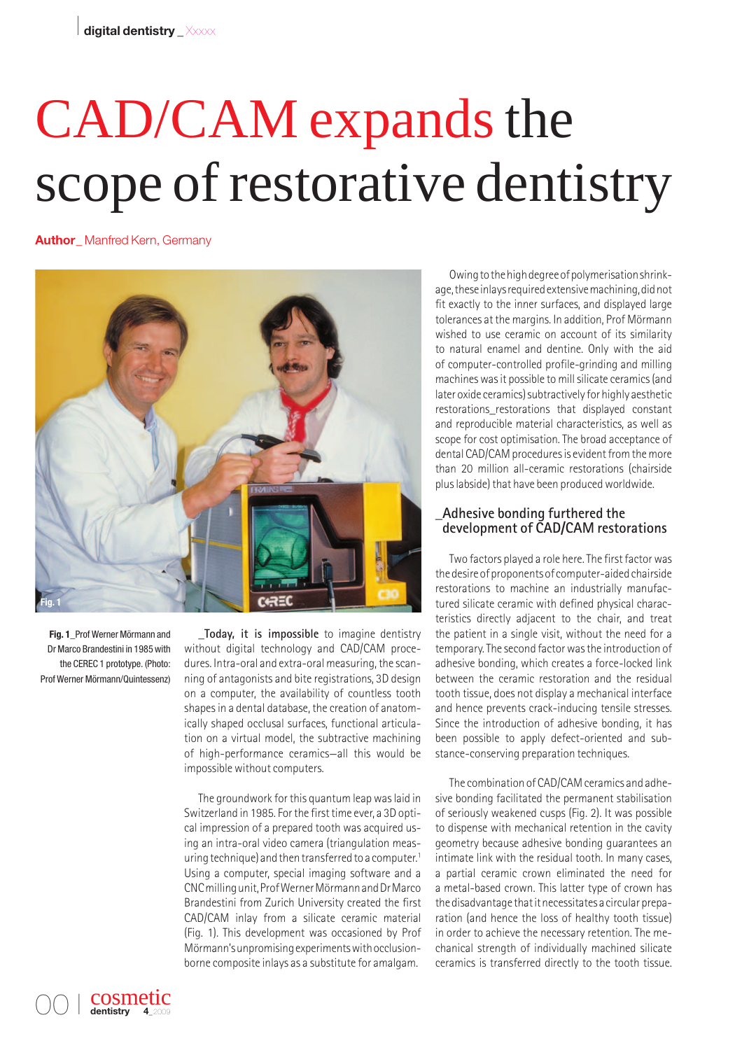# CAD/CAM expands the scope of restorative dentistry

**Author**_ Manfred Kern, Germany

**Fig. 1**_Prof Werner Mörmann and Dr Marco Brandestini in 1985 with the CEREC 1 prototype. (Photo: Prof Werner Mörmann/Quintessenz)

_**Today, it is impossible** to imagine dentistry without digital technology and CAD/CAM procedures. Intra-oral and extra-oral measuring, the scanning of antagonists and bite registrations, 3D design on a computer, the availability of countless tooth shapes in a dental database, the creation of anatomically shaped occlusal surfaces, functional articulation on a virtual model, the subtractive machining of high-performance ceramics—all this would be impossible without computers.

The groundwork for this quantum leap was laid in Switzerland in 1985. For the first time ever, a 3D optical impression of a prepared tooth was acquired using an intra-oral video camera (triangulation measuring technique) and then transferred to a computer.[1] Using a computer, special imaging software and a CNC milling unit, Prof Werner Mörmann and Dr Marco Brandestini from Zurich University created the first CAD/CAM inlay from a silicate ceramic material (Fig. 1). This development was occasioned by Prof Mörmann's unpromising experiments with occlusion-borne composite inlays as a substitute for amalgam.

Owing to the high degree of polymerisation shrinkage, these inlays required extensive machining, did not fit exactly to the inner surfaces, and displayed large tolerances at the margins. In addition, Prof Mörmann wished to use ceramic on account of its similarity to natural enamel and dentine. Only with the aid of computer-controlled profile-grinding and milling machines was it possible to mill silicate ceramics (and later oxide ceramics) subtractively for highly aesthetic restorations_restorations that displayed constant and reproducible material characteristics, as well as scope for cost optimisation. The broad acceptance of dental CAD/CAM procedures is evident from the more than 20 million all-ceramic restorations (chairside plus labside) that have been produced worldwide.

## _Adhesive bonding furthered the development of CAD/CAM restorations

Two factors played a role here. The first factor was the desire of proponents of computer-aided chairside restorations to machine an industrially manufactured silicate ceramic with defined physical characteristics directly adjacent to the chair, and treat the patient in a single visit, without the need for a temporary. The second factor was the introduction of adhesive bonding, which creates a force-locked link between the ceramic restoration and the residual tooth tissue, does not display a mechanical interface and hence prevents crack-inducing tensile stresses. Since the introduction of adhesive bonding, it has been possible to apply defect-oriented and substance-conserving preparation techniques.

The combination of CAD/CAM ceramics and adhesive bonding facilitated the permanent stabilisation of seriously weakened cusps (Fig. 2). It was possible to dispense with mechanical retention in the cavity geometry because adhesive bonding guarantees an intimate link with the residual tooth. In many cases, a partial ceramic crown eliminated the need for a metal-based crown. This latter type of crown has the disadvantage that it necessitates a circular preparation (and hence the loss of healthy tooth tissue) in order to achieve the necessary retention. The mechanical strength of individually machined silicate ceramics is transferred directly to the tooth tissue.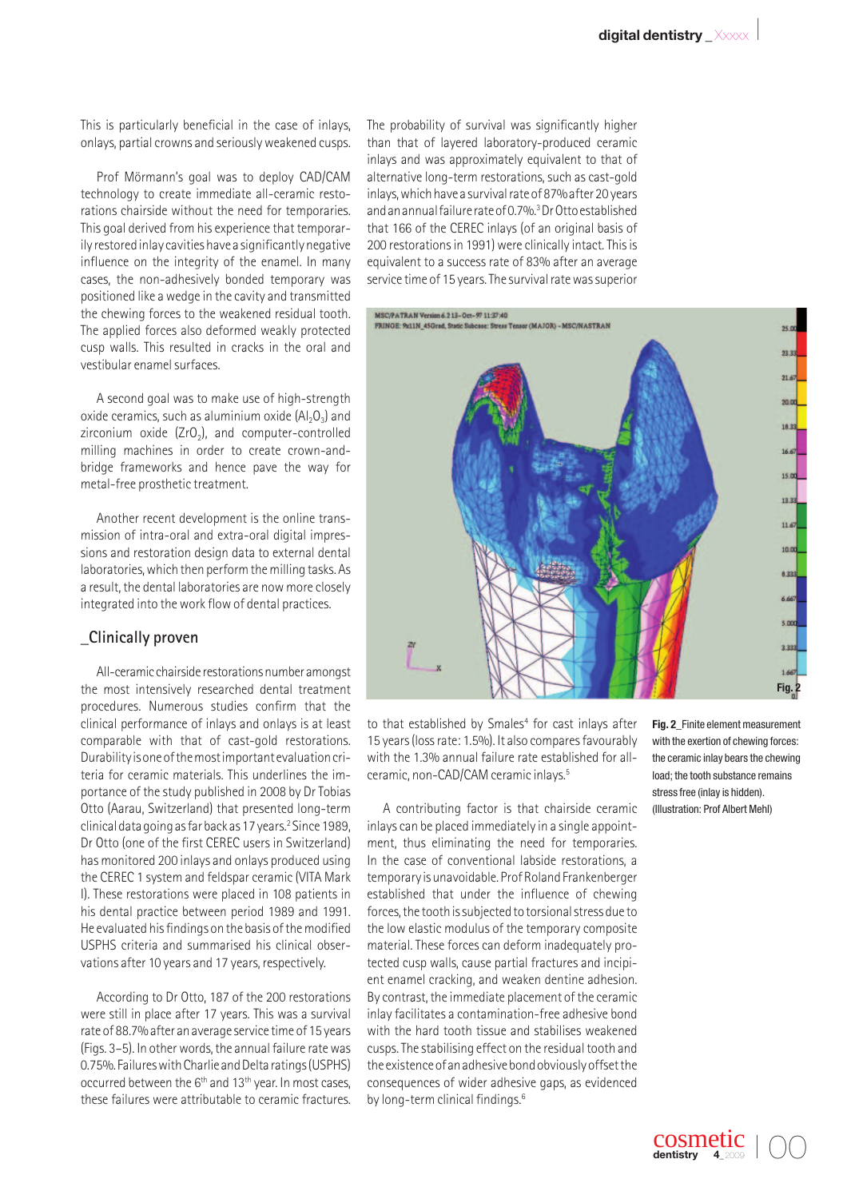This is particularly beneficial in the case of inlays, onlays, partial crowns and seriously weakened cusps.

Prof Mörmann's goal was to deploy CAD/CAM technology to create immediate all-ceramic restorations chairside without the need for temporaries. This goal derived from his experience that temporarily restored inlay cavities have a significantly negative influence on the integrity of the enamel. In many cases, the non-adhesively bonded temporary was positioned like a wedge in the cavity and transmitted the chewing forces to the weakened residual tooth. The applied forces also deformed weakly protected cusp walls. This resulted in cracks in the oral and vestibular enamel surfaces.

A second goal was to make use of high-strength oxide ceramics, such as aluminium oxide ($Al_2O_3$) and zirconium oxide ($ZrO_2$), and computer-controlled milling machines in order to create crown-and-bridge frameworks and hence pave the way for metal-free prosthetic treatment.

Another recent development is the online transmission of intra-oral and extra-oral digital impressions and restoration design data to external dental laboratories, which then perform the milling tasks. As a result, the dental laboratories are now more closely integrated into the work flow of dental practices.

## _Clinically proven

All-ceramic chairside restorations number amongst the most intensively researched dental treatment procedures. Numerous studies confirm that the clinical performance of inlays and onlays is at least comparable with that of cast-gold restorations. Durability is one of the most important evaluation criteria for ceramic materials. This underlines the importance of the study published in 2008 by Dr Tobias Otto (Aarau, Switzerland) that presented long-term clinical data going as far back as 17 years.[2] Since 1989, Dr Otto (one of the first CEREC users in Switzerland) has monitored 200 inlays and onlays produced using the CEREC 1 system and feldspar ceramic (VITA Mark I). These restorations were placed in 108 patients in his dental practice between period 1989 and 1991. He evaluated his findings on the basis of the modified USPHS criteria and summarised his clinical observations after 10 years and 17 years, respectively.

According to Dr Otto, 187 of the 200 restorations were still in place after 17 years. This was a survival rate of 88.7% after an average service time of 15 years (Figs. 3–5). In other words, the annual failure rate was 0.75%. Failures with Charlie and Delta ratings (USPHS) occurred between the 6th and 13th year. In most cases, these failures were attributable to ceramic fractures.

The probability of survival was significantly higher than that of layered laboratory-produced ceramic inlays and was approximately equivalent to that of alternative long-term restorations, such as cast-gold inlays, which have a survival rate of 87% after 20 years and an annual failure rate of 0.7%.[3] Dr Otto established that 166 of the CEREC inlays (of an original basis of 200 restorations in 1991) were clinically intact. This is equivalent to a success rate of 83% after an average service time of 15 years. The survival rate was superior to that established by Smales[4] for cast inlays after 15 years (loss rate: 1.5%). It also compares favourably with the 1.3% annual failure rate established for all-ceramic, non-CAD/CAM ceramic inlays.[5]

A contributing factor is that chairside ceramic inlays can be placed immediately in a single appointment, thus eliminating the need for temporaries. In the case of conventional labside restorations, a temporary is unavoidable. Prof Roland Frankenberger established that under the influence of chewing forces, the tooth is subjected to torsional stress due to the low elastic modulus of the temporary composite material. These forces can deform inadequately protected cusp walls, cause partial fractures and incipient enamel cracking, and weaken dentine adhesion. By contrast, the immediate placement of the ceramic inlay facilitates a contamination-free adhesive bond with the hard tooth tissue and stabilises weakened cusps. The stabilising effect on the residual tooth and the existence of an adhesive bond obviously offset the consequences of wider adhesive gaps, as evidenced by long-term clinical findings.[6]

**Fig. 2**_Finite element measurement with the exertion of chewing forces: the ceramic inlay bears the chewing load; the tooth substance remains stress free (inlay is hidden). (Illustration: Prof Albert Mehl)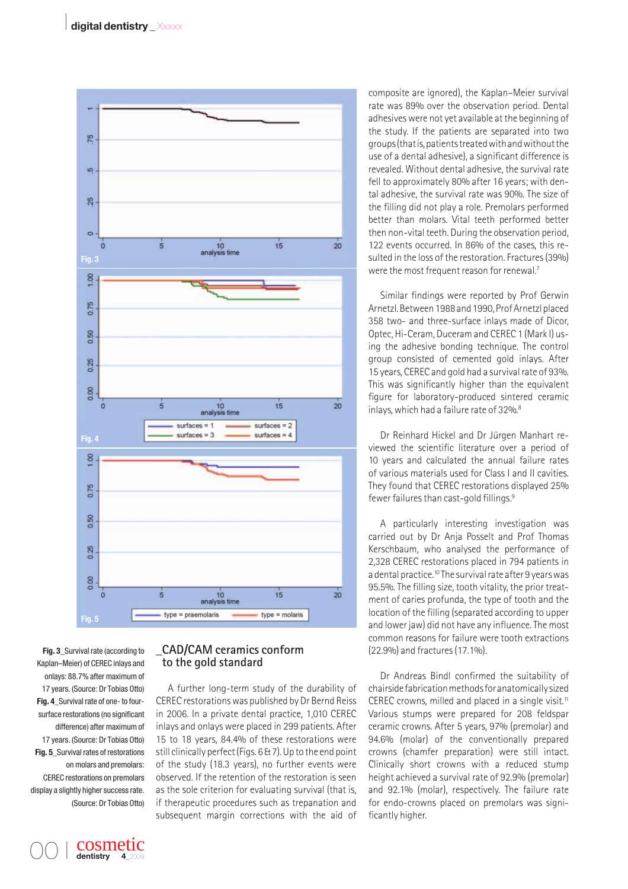Fig. 3_Survival rate (according to Kaplan–Meier) of CEREC inlays and onlays: 88.7% after maximum of 17 years. (Source: Dr Tobias Otto)

Fig. 4_Survival rate of one- to four-surface restorations (no significant difference) after maximum of 17 years. (Source: Dr Tobias Otto)

Fig. 5_Survival rates of restorations on molars and premolars: CEREC restorations on premolars display a slightly higher success rate. (Source: Dr Tobias Otto)

## _CAD/CAM ceramics conform to the gold standard

A further long-term study of the durability of CEREC restorations was published by Dr Bernd Reiss in 2006. In a private dental practice, 1,010 CEREC inlays and onlays were placed in 299 patients. After 15 to 18 years, 84.4% of these restorations were still clinically perfect (Figs. 6 & 7). Up to the end point of the study (18.3 years), no further events were observed. If the retention of the restoration is seen as the sole criterion for evaluating survival (that is, if therapeutic procedures such as trepanation and subsequent margin corrections with the aid of composite are ignored), the Kaplan–Meier survival rate was 89% over the observation period. Dental adhesives were not yet available at the beginning of the study. If the patients are separated into two groups (that is, patients treated with and without the use of a dental adhesive), a significant difference is revealed. Without dental adhesive, the survival rate fell to approximately 80% after 16 years; with dental adhesive, the survival rate was 90%. The size of the filling did not play a role. Premolars performed better than molars. Vital teeth performed better then non-vital teeth. During the observation period, 122 events occurred. In 86% of the cases, this resulted in the loss of the restoration. Fractures (39%) were the most frequent reason for renewal.[7]

Similar findings were reported by Prof Gerwin Arnetzl. Between 1988 and 1990, Prof Arnetzl placed 358 two- and three-surface inlays made of Dicor, Optec, Hi-Ceram, Duceram and CEREC 1 (Mark I) using the adhesive bonding technique. The control group consisted of cemented gold inlays. After 15 years, CEREC and gold had a survival rate of 93%. This was significantly higher than the equivalent figure for laboratory-produced sintered ceramic inlays, which had a failure rate of 32%.[8]

Dr Reinhard Hickel and Dr Jürgen Manhart reviewed the scientific literature over a period of 10 years and calculated the annual failure rates of various materials used for Class I and II cavities. They found that CEREC restorations displayed 25% fewer failures than cast-gold fillings.[9]

A particularly interesting investigation was carried out by Dr Anja Posselt and Prof Thomas Kerschbaum, who analysed the performance of 2,328 CEREC restorations placed in 794 patients in a dental practice.[10] The survival rate after 9 years was 95.5%. The filling size, tooth vitality, the prior treatment of caries profunda, the type of tooth and the location of the filling (separated according to upper and lower jaw) did not have any influence. The most common reasons for failure were tooth extractions (22.9%) and fractures (17.1%).

Dr Andreas Bindl confirmed the suitability of chairside fabrication methods for anatomically sized CEREC crowns, milled and placed in a single visit.[11] Various stumps were prepared for 208 feldspar ceramic crowns. After 5 years, 97% (premolar) and 94.6% (molar) of the conventionally prepared crowns (chamfer preparation) were still intact. Clinically short crowns with a reduced stump height achieved a survival rate of 92.9% (premolar) and 92.1% (molar), respectively. The failure rate for endo-crowns placed on premolars was significantly higher.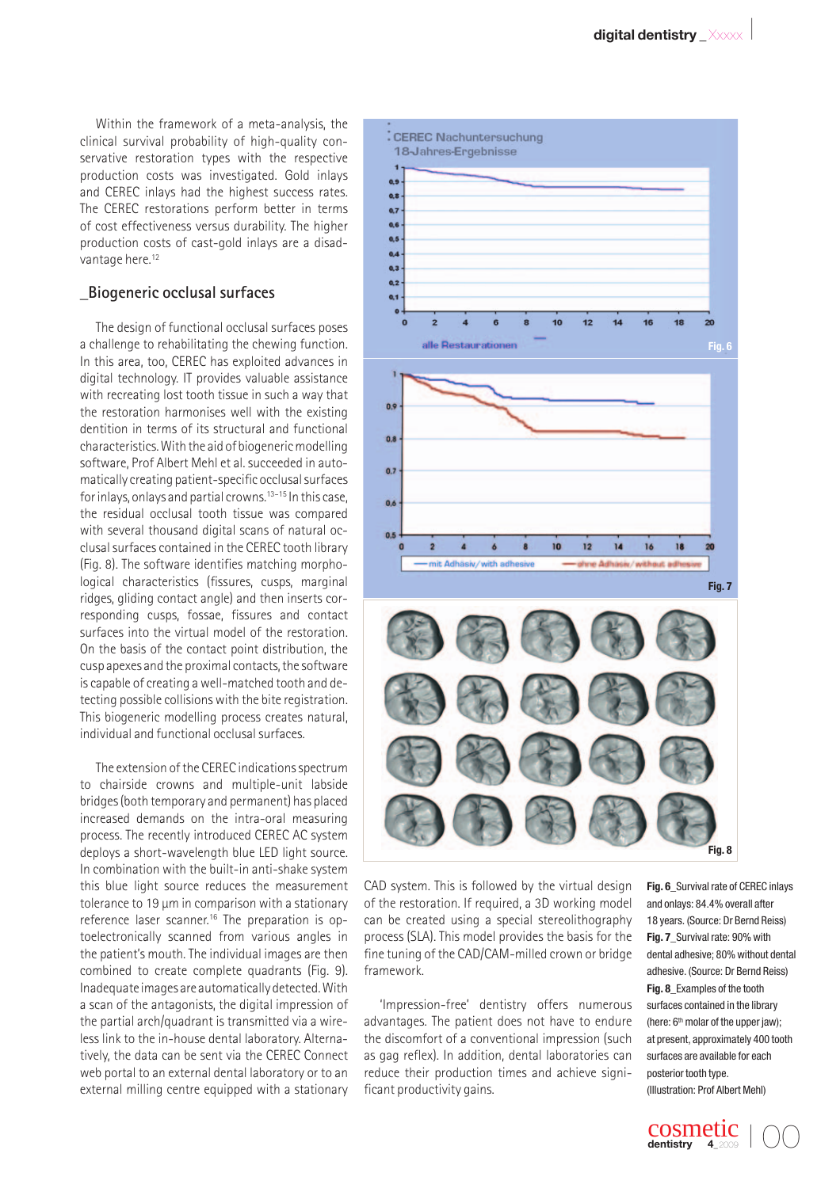Within the framework of a meta-analysis, the clinical survival probability of high-quality conservative restoration types with the respective production costs was investigated. Gold inlays and CEREC inlays had the highest success rates. The CEREC restorations perform better in terms of cost effectiveness versus durability. The higher production costs of cast-gold inlays are a disadvantage here.[12]

## _Biogeneric occlusal surfaces

The design of functional occlusal surfaces poses a challenge to rehabilitating the chewing function. In this area, too, CEREC has exploited advances in digital technology. IT provides valuable assistance with recreating lost tooth tissue in such a way that the restoration harmonises well with the existing dentition in terms of its structural and functional characteristics. With the aid of biogeneric modelling software, Prof Albert Mehl et al. succeeded in automatically creating patient-specific occlusal surfaces for inlays, onlays and partial crowns.[13–15] In this case, the residual occlusal tooth tissue was compared with several thousand digital scans of natural occlusal surfaces contained in the CEREC tooth library (Fig. 8). The software identifies matching morphological characteristics (fissures, cusps, marginal ridges, gliding contact angle) and then inserts corresponding cusps, fossae, fissures and contact surfaces into the virtual model of the restoration. On the basis of the contact point distribution, the cusp apexes and the proximal contacts, the software is capable of creating a well-matched tooth and detecting possible collisions with the bite registration. This biogeneric modelling process creates natural, individual and functional occlusal surfaces.

The extension of the CEREC indications spectrum to chairside crowns and multiple-unit labside bridges (both temporary and permanent) has placed increased demands on the intra-oral measuring process. The recently introduced CEREC AC system deploys a short-wavelength blue LED light source. In combination with the built-in anti-shake system this blue light source reduces the measurement tolerance to 19 µm in comparison with a stationary reference laser scanner.[16] The preparation is optoelectronically scanned from various angles in the patient's mouth. The individual images are then combined to create complete quadrants (Fig. 9). Inadequate images are automatically detected. With a scan of the antagonists, the digital impression of the partial arch/quadrant is transmitted via a wireless link to the in-house dental laboratory. Alternatively, the data can be sent via the CEREC Connect web portal to an external dental laboratory or to an external milling centre equipped with a stationary CAD system. This is followed by the virtual design of the restoration. If required, a 3D working model can be created using a special stereolithography process (SLA). This model provides the basis for the fine tuning of the CAD/CAM-milled crown or bridge framework.

'Impression-free' dentistry offers numerous advantages. The patient does not have to endure the discomfort of a conventional impression (such as gag reflex). In addition, dental laboratories can reduce their production times and achieve significant productivity gains.

**Fig. 6**_Survival rate of CEREC inlays and onlays: 84.4% overall after 18 years. (Source: Dr Bernd Reiss)

**Fig. 7**_Survival rate: 90% with dental adhesive; 80% without dental adhesive. (Source: Dr Bernd Reiss)

**Fig. 8**_Examples of the tooth surfaces contained in the library (here: 6th molar of the upper jaw); at present, approximately 400 tooth surfaces are available for each posterior tooth type. (Illustration: Prof Albert Mehl)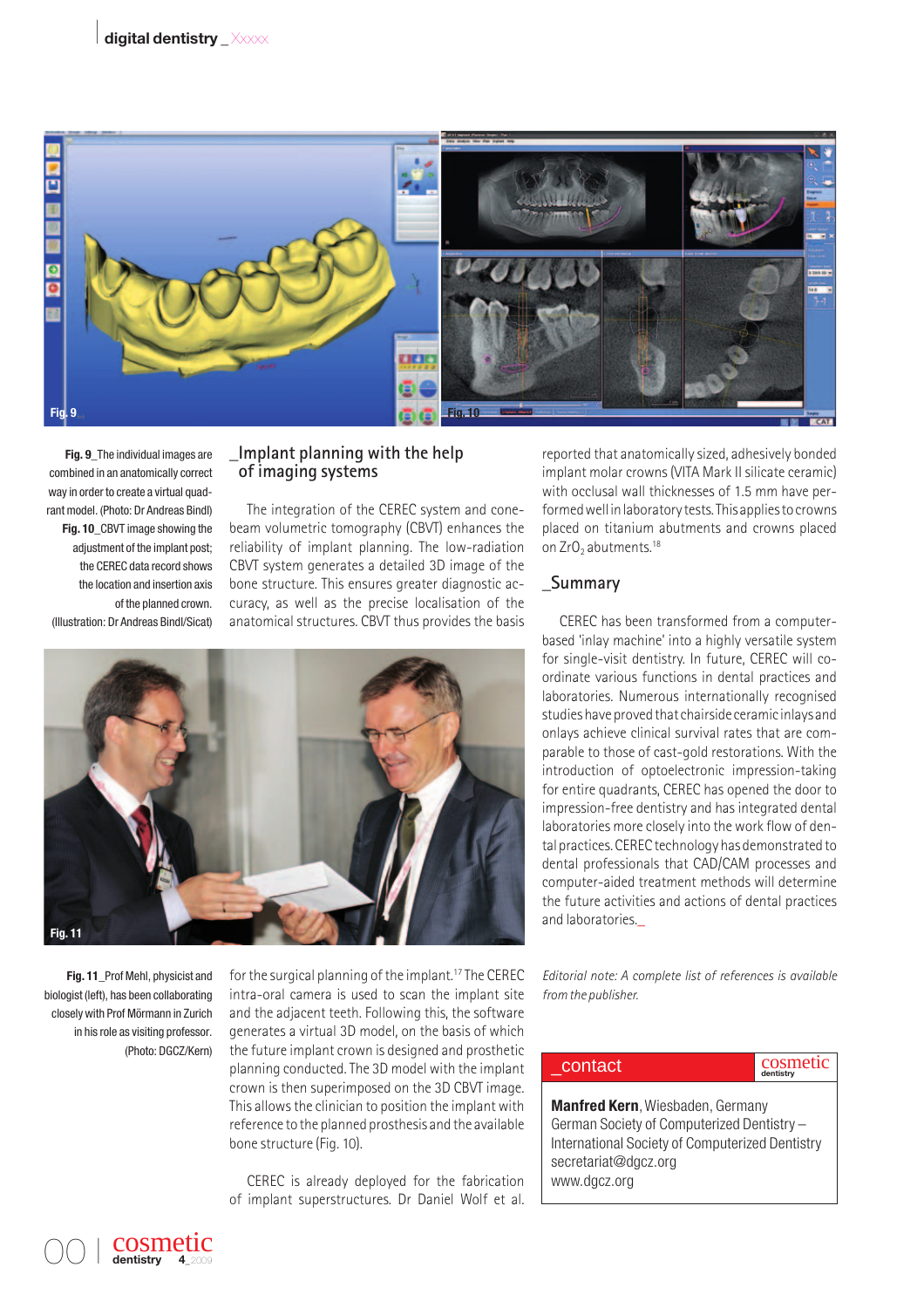Fig. 9_The individual images are combined in an anatomically correct way in order to create a virtual quadrant model. (Photo: Dr Andreas Bindl)

Fig. 10_CBVT image showing the adjustment of the implant post; the CEREC data record shows the location and insertion axis of the planned crown. (Illustration: Dr Andreas Bindl/Sicat)

## _Implant planning with the help of imaging systems

The integration of the CEREC system and cone-beam volumetric tomography (CBVT) enhances the reliability of implant planning. The low-radiation CBVT system generates a detailed 3D image of the bone structure. This ensures greater diagnostic accuracy, as well as the precise localisation of the anatomical structures. CBVT thus provides the basis for the surgical planning of the implant.[17] The CEREC intra-oral camera is used to scan the implant site and the adjacent teeth. Following this, the software generates a virtual 3D model, on the basis of which the future implant crown is designed and prosthetic planning conducted. The 3D model with the implant crown is then superimposed on the 3D CBVT image. This allows the clinician to position the implant with reference to the planned prosthesis and the available bone structure (Fig. 10).

CEREC is already deployed for the fabrication of implant superstructures. Dr Daniel Wolf et al. reported that anatomically sized, adhesively bonded implant molar crowns (VITA Mark II silicate ceramic) with occlusal wall thicknesses of 1.5 mm have performed well in laboratory tests. This applies to crowns placed on titanium abutments and crowns placed on $ZrO_2$ abutments.[18]

Fig. 11_Prof Mehl, physicist and biologist (left), has been collaborating closely with Prof Mörmann in Zurich in his role as visiting professor. (Photo: DGCZ/Kern)

## _Summary

CEREC has been transformed from a computer-based 'inlay machine' into a highly versatile system for single-visit dentistry. In future, CEREC will co-ordinate various functions in dental practices and laboratories. Numerous internationally recognised studies have proved that chairside ceramic inlays and onlays achieve clinical survival rates that are comparable to those of cast-gold restorations. With the introduction of optoelectronic impression-taking for entire quadrants, CEREC has opened the door to impression-free dentistry and has integrated dental laboratories more closely into the work flow of dental practices. CEREC technology has demonstrated to dental professionals that CAD/CAM processes and computer-aided treatment methods will determine the future activities and actions of dental practices and laboratories._

*Editorial note: A complete list of references is available from the publisher.*

## _contact

**Manfred Kern**, Wiesbaden, Germany
German Society of Computerized Dentistry – International Society of Computerized Dentistry
secretariat@dgcz.org
www.dgcz.org